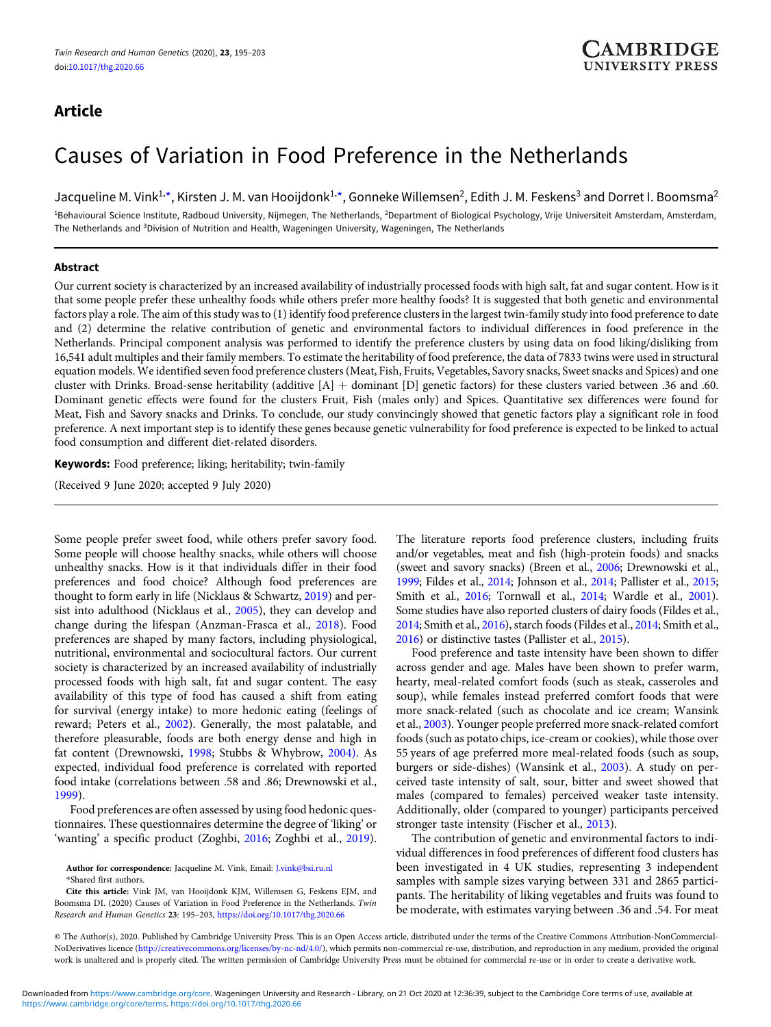# Article

# Causes of Variation in Food Preference in the Netherlands

Jacqueline M. Vink[1,*], Kirsten J. M. van Hooijdonk[1,*], Gonneke Willemsen[2], Edith J. M. Feskens[3] and Dorret I. Boomsma[2]

[1]Behavioural Science Institute, Radboud University, Nijmegen, The Netherlands, [2]Department of Biological Psychology, Vrije Universiteit Amsterdam, Amsterdam, The Netherlands and [3]Division of Nutrition and Health, Wageningen University, Wageningen, The Netherlands

### Abstract

Our current society is characterized by an increased availability of industrially processed foods with high salt, fat and sugar content. How is it that some people prefer these unhealthy foods while others prefer more healthy foods? It is suggested that both genetic and environmental factors play a role. The aim of this study was to (1) identify food preference clusters in the largest twin-family study into food preference to date and (2) determine the relative contribution of genetic and environmental factors to individual differences in food preference in the Netherlands. Principal component analysis was performed to identify the preference clusters by using data on food liking/disliking from 16,541 adult multiples and their family members. To estimate the heritability of food preference, the data of 7833 twins were used in structural equation models. We identified seven food preference clusters (Meat, Fish, Fruits, Vegetables, Savory snacks, Sweet snacks and Spices) and one cluster with Drinks. Broad-sense heritability (additive [A] + dominant [D] genetic factors) for these clusters varied between .36 and .60. Dominant genetic effects were found for the clusters Fruit, Fish (males only) and Spices. Quantitative sex differences were found for Meat, Fish and Savory snacks and Drinks. To conclude, our study convincingly showed that genetic factors play a significant role in food preference. A next important step is to identify these genes because genetic vulnerability for food preference is expected to be linked to actual food consumption and different diet-related disorders.

**Keywords:** Food preference; liking; heritability; twin-family

(Received 9 June 2020; accepted 9 July 2020)

Some people prefer sweet food, while others prefer savory food. Some people will choose healthy snacks, while others will choose unhealthy snacks. How is it that individuals differ in their food preferences and food choice? Although food preferences are thought to form early in life (Nicklaus & Schwartz, 2019) and persist into adulthood (Nicklaus et al., 2005), they can develop and change during the lifespan (Anzman-Frasca et al., 2018). Food preferences are shaped by many factors, including physiological, nutritional, environmental and sociocultural factors. Our current society is characterized by an increased availability of industrially processed foods with high salt, fat and sugar content. The easy availability of this type of food has caused a shift from eating for survival (energy intake) to more hedonic eating (feelings of reward; Peters et al., 2002). Generally, the most palatable, and therefore pleasurable, foods are both energy dense and high in fat content (Drewnowski, 1998; Stubbs & Whybrow, 2004). As expected, individual food preference is correlated with reported food intake (correlations between .58 and .86; Drewnowski et al., 1999).

Food preferences are often assessed by using food hedonic questionnaires. These questionnaires determine the degree of 'liking' or 'wanting' a specific product (Zoghbi, 2016; Zoghbi et al., 2019). The literature reports food preference clusters, including fruits and/or vegetables, meat and fish (high-protein foods) and snacks (sweet and savory snacks) (Breen et al., 2006; Drewnowski et al., 1999; Fildes et al., 2014; Johnson et al., 2014; Pallister et al., 2015; Smith et al., 2016; Tornwall et al., 2014; Wardle et al., 2001). Some studies have also reported clusters of dairy foods (Fildes et al., 2014; Smith et al., 2016), starch foods (Fildes et al., 2014; Smith et al., 2016) or distinctive tastes (Pallister et al., 2015).

Food preference and taste intensity have been shown to differ across gender and age. Males have been shown to prefer warm, hearty, meal-related comfort foods (such as steak, casseroles and soup), while females instead preferred comfort foods that were more snack-related (such as chocolate and ice cream; Wansink et al., 2003). Younger people preferred more snack-related comfort foods (such as potato chips, ice-cream or cookies), while those over 55 years of age preferred more meal-related foods (such as soup, burgers or side-dishes) (Wansink et al., 2003). A study on perceived taste intensity of salt, sour, bitter and sweet showed that males (compared to females) perceived weaker taste intensity. Additionally, older (compared to younger) participants perceived stronger taste intensity (Fischer et al., 2013).

The contribution of genetic and environmental factors to individual differences in food preferences of different food clusters has been investigated in 4 UK studies, representing 3 independent samples with sample sizes varying between 331 and 2865 participants. The heritability of liking vegetables and fruits was found to be moderate, with estimates varying between .36 and .54. For meat

Author for correspondence: Jacqueline M. Vink, Email: J.vink@bsi.ru.nl
*Shared first authors.

Cite this article: Vink JM, van Hooijdonk KJM, Willemsen G, Feskens EJM, and Boomsma DI. (2020) Causes of Variation in Food Preference in the Netherlands. *Twin Research and Human Genetics* 23: 195–203, https://doi.org/10.1017/thg.2020.66

© The Author(s), 2020. Published by Cambridge University Press. This is an Open Access article, distributed under the terms of the Creative Commons Attribution-NonCommercial-NoDerivatives licence (http://creativecommons.org/licenses/by-nc-nd/4.0/), which permits non-commercial re-use, distribution, and reproduction in any medium, provided the original work is unaltered and is properly cited. The written permission of Cambridge University Press must be obtained for commercial re-use or in order to create a derivative work.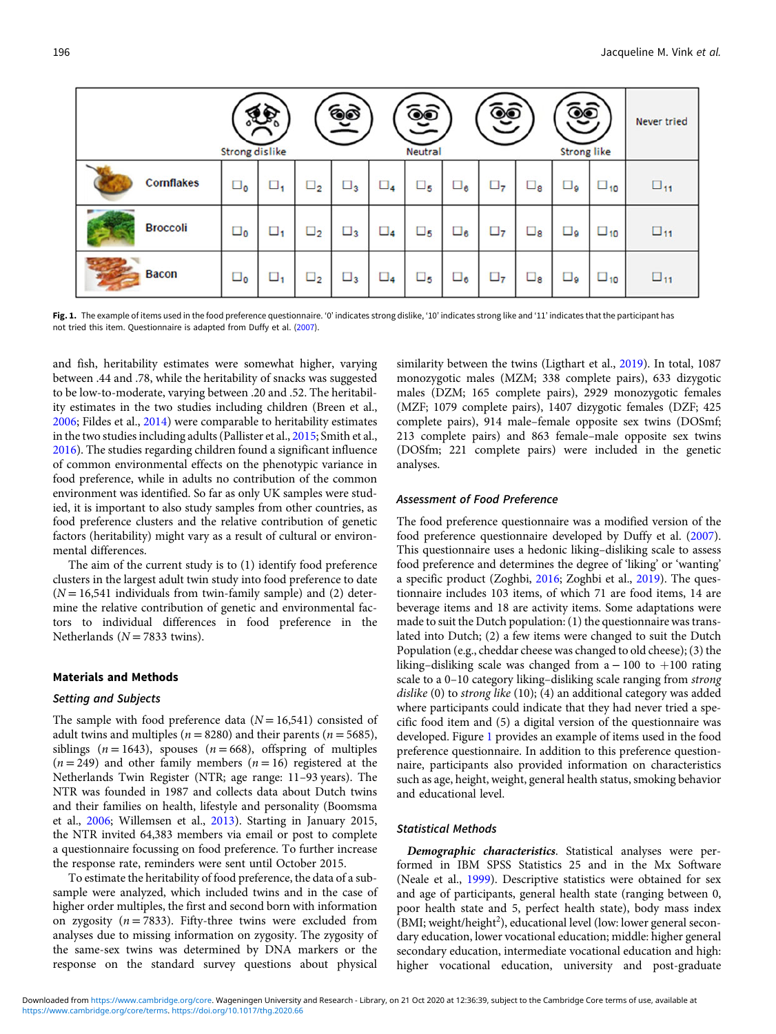| | Strong dislike | | | | | Neutral | | | | Strong like | Never tried |
|---|---|---|---|---|---|---|---|---|---|---|---|
| Cornflakes | ☐0 | ☐1 | ☐2 | ☐3 | ☐4 | ☐5 | ☐6 | ☐7 | ☐8 | ☐9 | ☐10 | ☐11 |
| Broccoli | ☐0 | ☐1 | ☐2 | ☐3 | ☐4 | ☐5 | ☐6 | ☐7 | ☐8 | ☐9 | ☐10 | ☐11 |
| Bacon | ☐0 | ☐1 | ☐2 | ☐3 | ☐4 | ☐5 | ☐6 | ☐7 | ☐8 | ☐9 | ☐10 | ☐11 |

**Fig. 1.** The example of items used in the food preference questionnaire. '0' indicates strong dislike, '10' indicates strong like and '11' indicates that the participant has not tried this item. Questionnaire is adapted from Duffy et al. (2007).

and fish, heritability estimates were somewhat higher, varying between .44 and .78, while the heritability of snacks was suggested to be low-to-moderate, varying between .20 and .52. The heritability estimates in the two studies including children (Breen et al., 2006; Fildes et al., 2014) were comparable to heritability estimates in the two studies including adults (Pallister et al., 2015; Smith et al., 2016). The studies regarding children found a significant influence of common environmental effects on the phenotypic variance in food preference, while in adults no contribution of the common environment was identified. So far as only UK samples were studied, it is important to also study samples from other countries, as food preference clusters and the relative contribution of genetic factors (heritability) might vary as a result of cultural or environmental differences.

The aim of the current study is to (1) identify food preference clusters in the largest adult twin study into food preference to date ($N = 16{,}541$ individuals from twin-family sample) and (2) determine the relative contribution of genetic and environmental factors to individual differences in food preference in the Netherlands ($N = 7833$ twins).

## Materials and Methods

### Setting and Subjects

The sample with food preference data ($N = 16{,}541$) consisted of adult twins and multiples ($n = 8280$) and their parents ($n = 5685$), siblings ($n = 1643$), spouses ($n = 668$), offspring of multiples ($n = 249$) and other family members ($n = 16$) registered at the Netherlands Twin Register (NTR; age range: 11–93 years). The NTR was founded in 1987 and collects data about Dutch twins and their families on health, lifestyle and personality (Boomsma et al., 2006; Willemsen et al., 2013). Starting in January 2015, the NTR invited 64,383 members via email or post to complete a questionnaire focussing on food preference. To further increase the response rate, reminders were sent until October 2015.

To estimate the heritability of food preference, the data of a subsample were analyzed, which included twins and in the case of higher order multiples, the first and second born with information on zygosity ($n = 7833$). Fifty-three twins were excluded from analyses due to missing information on zygosity. The zygosity of the same-sex twins was determined by DNA markers or the response on the standard survey questions about physical similarity between the twins (Ligthart et al., 2019). In total, 1087 monozygotic males (MZM; 338 complete pairs), 633 dizygotic males (DZM; 165 complete pairs), 2929 monozygotic females (MZF; 1079 complete pairs), 1407 dizygotic females (DZF; 425 complete pairs), 914 male–female opposite sex twins (DOSmf; 213 complete pairs) and 863 female–male opposite sex twins (DOSfm; 221 complete pairs) were included in the genetic analyses.

### Assessment of Food Preference

The food preference questionnaire was a modified version of the food preference questionnaire developed by Duffy et al. (2007). This questionnaire uses a hedonic liking–disliking scale to assess food preference and determines the degree of 'liking' or 'wanting' a specific product (Zoghbi, 2016; Zoghbi et al., 2019). The questionnaire includes 103 items, of which 71 are food items, 14 are beverage items and 18 are activity items. Some adaptations were made to suit the Dutch population: (1) the questionnaire was translated into Dutch; (2) a few items were changed to suit the Dutch Population (e.g., cheddar cheese was changed to old cheese); (3) the liking–disliking scale was changed from a $-100$ to $+100$ rating scale to a 0–10 category liking–disliking scale ranging from *strong dislike* (0) to *strong like* (10); (4) an additional category was added where participants could indicate that they had never tried a specific food item and (5) a digital version of the questionnaire was developed. Figure 1 provides an example of items used in the food preference questionnaire. In addition to this preference questionnaire, participants also provided information on characteristics such as age, height, weight, general health status, smoking behavior and educational level.

### Statistical Methods

***Demographic characteristics***. Statistical analyses were performed in IBM SPSS Statistics 25 and in the Mx Software (Neale et al., 1999). Descriptive statistics were obtained for sex and age of participants, general health state (ranging between 0, poor health state and 5, perfect health state), body mass index (BMI; weight/height$^2$), educational level (low: lower general secondary education, lower vocational education; middle: higher general secondary education, intermediate vocational education and high: higher vocational education, university and post-graduate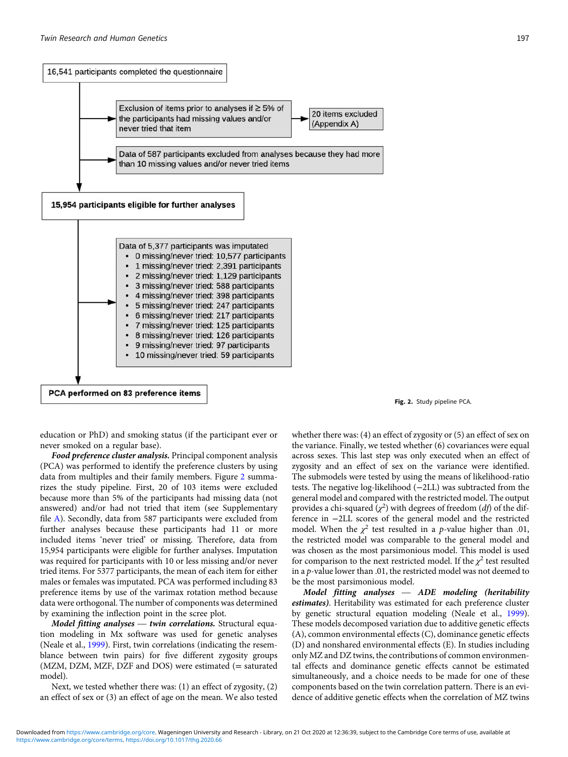16,541 participants completed the questionnaire

Exclusion of items prior to analyses if ≥ 5% of the participants had missing values and/or never tried that item → 20 items excluded (Appendix A)

Data of 587 participants excluded from analyses because they had more than 10 missing values and/or never tried items

**15,954 participants eligible for further analyses**

Data of 5,377 participants was imputed
- 0 missing/never tried: 10,577 participants
- 1 missing/never tried: 2,391 participants
- 2 missing/never tried: 1,129 participants
- 3 missing/never tried: 588 participants
- 4 missing/never tried: 398 participants
- 5 missing/never tried: 247 participants
- 6 missing/never tried: 217 participants
- 7 missing/never tried: 125 participants
- 8 missing/never tried: 126 participants
- 9 missing/never tried: 97 participants
- 10 missing/never tried: 59 participants

**PCA performed on 83 preference items**

**Fig. 2.** Study pipeline PCA.

education or PhD) and smoking status (if the participant ever or never smoked on a regular base).

***Food preference cluster analysis.*** Principal component analysis (PCA) was performed to identify the preference clusters by using data from multiples and their family members. Figure 2 summarizes the study pipeline. First, 20 of 103 items were excluded because more than 5% of the participants had missing data (not answered) and/or had not tried that item (see Supplementary file A). Secondly, data from 587 participants were excluded from further analyses because these participants had 11 or more included items 'never tried' or missing. Therefore, data from 15,954 participants were eligible for further analyses. Imputation was required for participants with 10 or less missing and/or never tried items. For 5377 participants, the mean of each item for either males or females was imputated. PCA was performed including 83 preference items by use of the varimax rotation method because data were orthogonal. The number of components was determined by examining the inflection point in the scree plot.

***Model fitting analyses — twin correlations.*** Structural equation modeling in Mx software was used for genetic analyses (Neale et al., 1999). First, twin correlations (indicating the resemblance between twin pairs) for five different zygosity groups (MZM, DZM, MZF, DZF and DOS) were estimated (= saturated model).

Next, we tested whether there was: (1) an effect of zygosity, (2) an effect of sex or (3) an effect of age on the mean. We also tested whether there was: (4) an effect of zygosity or (5) an effect of sex on the variance. Finally, we tested whether (6) covariances were equal across sexes. This last step was only executed when an effect of zygosity and an effect of sex on the variance were identified. The submodels were tested by using the means of likelihood-ratio tests. The negative log-likelihood (−2LL) was subtracted from the general model and compared with the restricted model. The output provides a chi-squared ($\chi^2$) with degrees of freedom (*df*) of the difference in −2LL scores of the general model and the restricted model. When the $\chi^2$ test resulted in a *p*-value higher than .01, the restricted model was comparable to the general model and was chosen as the most parsimonious model. This model is used for comparison to the next restricted model. If the $\chi^2$ test resulted in a *p*-value lower than .01, the restricted model was not deemed to be the most parsimonious model.

***Model fitting analyses — ADE modeling (heritability estimates).*** Heritability was estimated for each preference cluster by genetic structural equation modeling (Neale et al., 1999). These models decomposed variation due to additive genetic effects (A), common environmental effects (C), dominance genetic effects (D) and nonshared environmental effects (E). In studies including only MZ and DZ twins, the contributions of common environmental effects and dominance genetic effects cannot be estimated simultaneously, and a choice needs to be made for one of these components based on the twin correlation pattern. There is an evidence of additive genetic effects when the correlation of MZ twins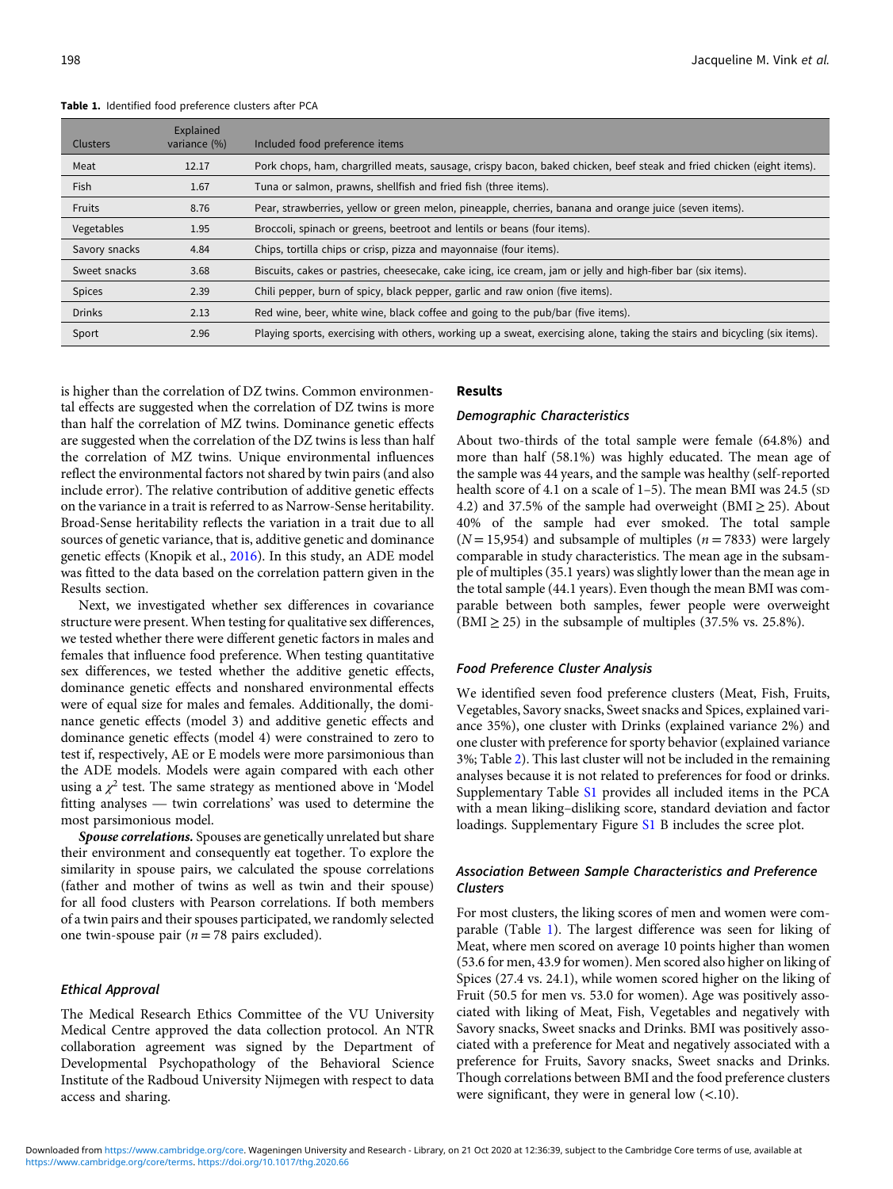**Table 1.** Identified food preference clusters after PCA

| Clusters | Explained variance (%) | Included food preference items |
|---|---|---|
| Meat | 12.17 | Pork chops, ham, chargrilled meats, sausage, crispy bacon, baked chicken, beef steak and fried chicken (eight items). |
| Fish | 1.67 | Tuna or salmon, prawns, shellfish and fried fish (three items). |
| Fruits | 8.76 | Pear, strawberries, yellow or green melon, pineapple, cherries, banana and orange juice (seven items). |
| Vegetables | 1.95 | Broccoli, spinach or greens, beetroot and lentils or beans (four items). |
| Savory snacks | 4.84 | Chips, tortilla chips or crisp, pizza and mayonnaise (four items). |
| Sweet snacks | 3.68 | Biscuits, cakes or pastries, cheesecake, cake icing, ice cream, jam or jelly and high-fiber bar (six items). |
| Spices | 2.39 | Chili pepper, burn of spicy, black pepper, garlic and raw onion (five items). |
| Drinks | 2.13 | Red wine, beer, white wine, black coffee and going to the pub/bar (five items). |
| Sport | 2.96 | Playing sports, exercising with others, working up a sweat, exercising alone, taking the stairs and bicycling (six items). |

is higher than the correlation of DZ twins. Common environmental effects are suggested when the correlation of DZ twins is more than half the correlation of MZ twins. Dominance genetic effects are suggested when the correlation of the DZ twins is less than half the correlation of MZ twins. Unique environmental influences reflect the environmental factors not shared by twin pairs (and also include error). The relative contribution of additive genetic effects on the variance in a trait is referred to as Narrow-Sense heritability. Broad-Sense heritability reflects the variation in a trait due to all sources of genetic variance, that is, additive genetic and dominance genetic effects (Knopik et al., 2016). In this study, an ADE model was fitted to the data based on the correlation pattern given in the Results section.

Next, we investigated whether sex differences in covariance structure were present. When testing for qualitative sex differences, we tested whether there were different genetic factors in males and females that influence food preference. When testing quantitative sex differences, we tested whether the additive genetic effects, dominance genetic effects and nonshared environmental effects were of equal size for males and females. Additionally, the dominance genetic effects (model 3) and additive genetic effects and dominance genetic effects (model 4) were constrained to zero to test if, respectively, AE or E models were more parsimonious than the ADE models. Models were again compared with each other using a $\chi^2$ test. The same strategy as mentioned above in 'Model fitting analyses — twin correlations' was used to determine the most parsimonious model.

***Spouse correlations.*** Spouses are genetically unrelated but share their environment and consequently eat together. To explore the similarity in spouse pairs, we calculated the spouse correlations (father and mother of twins as well as twin and their spouse) for all food clusters with Pearson correlations. If both members of a twin pairs and their spouses participated, we randomly selected one twin-spouse pair ($n = 78$ pairs excluded).

### *Ethical Approval*

The Medical Research Ethics Committee of the VU University Medical Centre approved the data collection protocol. An NTR collaboration agreement was signed by the Department of Developmental Psychopathology of the Behavioral Science Institute of the Radboud University Nijmegen with respect to data access and sharing.

## Results

### *Demographic Characteristics*

About two-thirds of the total sample were female (64.8%) and more than half (58.1%) was highly educated. The mean age of the sample was 44 years, and the sample was healthy (self-reported health score of 4.1 on a scale of 1–5). The mean BMI was 24.5 (SD 4.2) and 37.5% of the sample had overweight (BMI ≥ 25). About 40% of the sample had ever smoked. The total sample ($N = 15{,}954$) and subsample of multiples ($n = 7833$) were largely comparable in study characteristics. The mean age in the subsample of multiples (35.1 years) was slightly lower than the mean age in the total sample (44.1 years). Even though the mean BMI was comparable between both samples, fewer people were overweight (BMI ≥ 25) in the subsample of multiples (37.5% vs. 25.8%).

### *Food Preference Cluster Analysis*

We identified seven food preference clusters (Meat, Fish, Fruits, Vegetables, Savory snacks, Sweet snacks and Spices, explained variance 35%), one cluster with Drinks (explained variance 2%) and one cluster with preference for sporty behavior (explained variance 3%; Table 2). This last cluster will not be included in the remaining analyses because it is not related to preferences for food or drinks. Supplementary Table S1 provides all included items in the PCA with a mean liking–disliking score, standard deviation and factor loadings. Supplementary Figure S1 B includes the scree plot.

### *Association Between Sample Characteristics and Preference Clusters*

For most clusters, the liking scores of men and women were comparable (Table 1). The largest difference was seen for liking of Meat, where men scored on average 10 points higher than women (53.6 for men, 43.9 for women). Men scored also higher on liking of Spices (27.4 vs. 24.1), while women scored higher on the liking of Fruit (50.5 for men vs. 53.0 for women). Age was positively associated with liking of Meat, Fish, Vegetables and negatively with Savory snacks, Sweet snacks and Drinks. BMI was positively associated with a preference for Meat and negatively associated with a preference for Fruits, Savory snacks, Sweet snacks and Drinks. Though correlations between BMI and the food preference clusters were significant, they were in general low (<.10).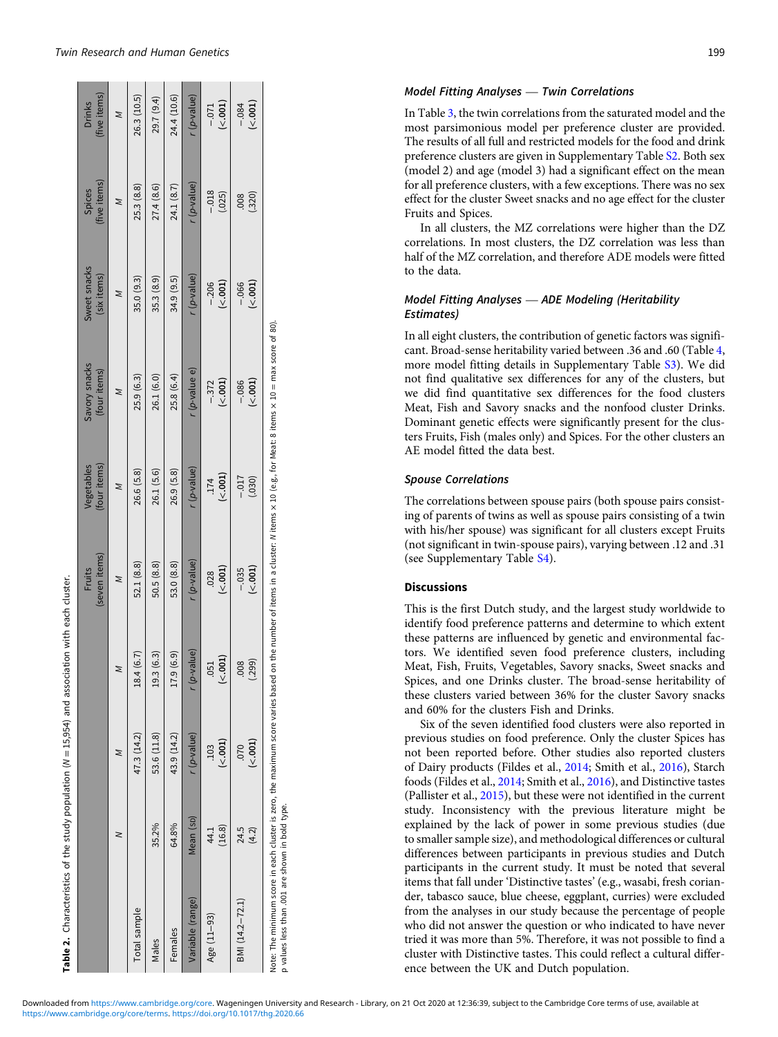**Table 2.** Characteristics of the study population (N = 15,954) and association with each cluster.

| | N | | | Fruits (seven items) | Vegetables (four items) | Savory snacks (four items) | Sweet snacks (six items) | Spices (five items) | Drinks (five items) |
|---|---|---|---|---|---|---|---|---|---|
| | | M | M | M | M | M | M | M | M |
| Total sample | | 47.3 (14.2) | 18.4 (6.7) | 52.1 (8.8) | 26.6 (5.8) | 25.9 (6.3) | 35.0 (9.3) | 25.3 (8.8) | 26.3 (10.5) |
| Males | 35.2% | 53.6 (11.8) | 19.3 (6.3) | 50.5 (8.8) | 26.1 (5.6) | 26.1 (6.0) | 35.3 (8.9) | 27.4 (8.6) | 29.7 (9.4) |
| Females | 64.8% | 43.9 (14.2) | 17.9 (6.9) | 53.0 (8.8) | 26.9 (5.8) | 25.8 (6.4) | 34.9 (9.5) | 24.1 (8.7) | 24.4 (10.6) |
| Variable (range) | Mean (SD) | r (p-value) | r (p-value) | r (p-value) | r (p-value) | r (p-value e) | r (p-value) | r (p-value) | r (p-value) |
| Age (11–93) | 44.1 (16.8) | .103 (<.001) | .051 (<.001) | .028 (<.001) | .174 (<.001) | −.372 (<.001) | −.206 (<.001) | −.018 (.025) | −.071 (<.001) |
| BMI (14.2–72.1) | 24.5 (4.2) | .070 (<.001) | .008 (.299) | −.035 (<.001) | −.017 (.030) | −.086 (<.001) | −.066 (<.001) | .008 (.320) | −.084 (<.001) |

Note: The minimum score in each cluster is zero, the maximum score varies based on the number of items in a cluster: N items × 10 (e.g., for Meat: 8 items × 10 = max score of 80).
p values less than .001 are shown in bold type.

### *Model Fitting Analyses — Twin Correlations*

In Table 3, the twin correlations from the saturated model and the most parsimonious model per preference cluster are provided. The results of all full and restricted models for the food and drink preference clusters are given in Supplementary Table S2. Both sex (model 2) and age (model 3) had a significant effect on the mean for all preference clusters, with a few exceptions. There was no sex effect for the cluster Sweet snacks and no age effect for the cluster Fruits and Spices.

In all clusters, the MZ correlations were higher than the DZ correlations. In most clusters, the DZ correlation was less than half of the MZ correlation, and therefore ADE models were fitted to the data.

### *Model Fitting Analyses — ADE Modeling (Heritability Estimates)*

In all eight clusters, the contribution of genetic factors was significant. Broad-sense heritability varied between .36 and .60 (Table 4, more model fitting details in Supplementary Table S3). We did not find qualitative sex differences for any of the clusters, but we did find quantitative sex differences for the food clusters Meat, Fish and Savory snacks and the nonfood cluster Drinks. Dominant genetic effects were significantly present for the clusters Fruits, Fish (males only) and Spices. For the other clusters an AE model fitted the data best.

### *Spouse Correlations*

The correlations between spouse pairs (both spouse pairs consisting of parents of twins as well as spouse pairs consisting of a twin with his/her spouse) was significant for all clusters except Fruits (not significant in twin-spouse pairs), varying between .12 and .31 (see Supplementary Table S4).

## Discussions

This is the first Dutch study, and the largest study worldwide to identify food preference patterns and determine to which extent these patterns are influenced by genetic and environmental factors. We identified seven food preference clusters, including Meat, Fish, Fruits, Vegetables, Savory snacks, Sweet snacks and Spices, and one Drinks cluster. The broad-sense heritability of these clusters varied between 36% for the cluster Savory snacks and 60% for the clusters Fish and Drinks.

Six of the seven identified food clusters were also reported in previous studies on food preference. Only the cluster Spices has not been reported before. Other studies also reported clusters of Dairy products (Fildes et al., 2014; Smith et al., 2016), Starch foods (Fildes et al., 2014; Smith et al., 2016), and Distinctive tastes (Pallister et al., 2015), but these were not identified in the current study. Inconsistency with the previous literature might be explained by the lack of power in some previous studies (due to smaller sample size), and methodological differences or cultural differences between participants in previous studies and Dutch participants in the current study. It must be noted that several items that fall under 'Distinctive tastes' (e.g., wasabi, fresh coriander, tabasco sauce, blue cheese, eggplant, curries) were excluded from the analyses in our study because the percentage of people who did not answer the question or who indicated to have never tried it was more than 5%. Therefore, it was not possible to find a cluster with Distinctive tastes. This could reflect a cultural difference between the UK and Dutch population.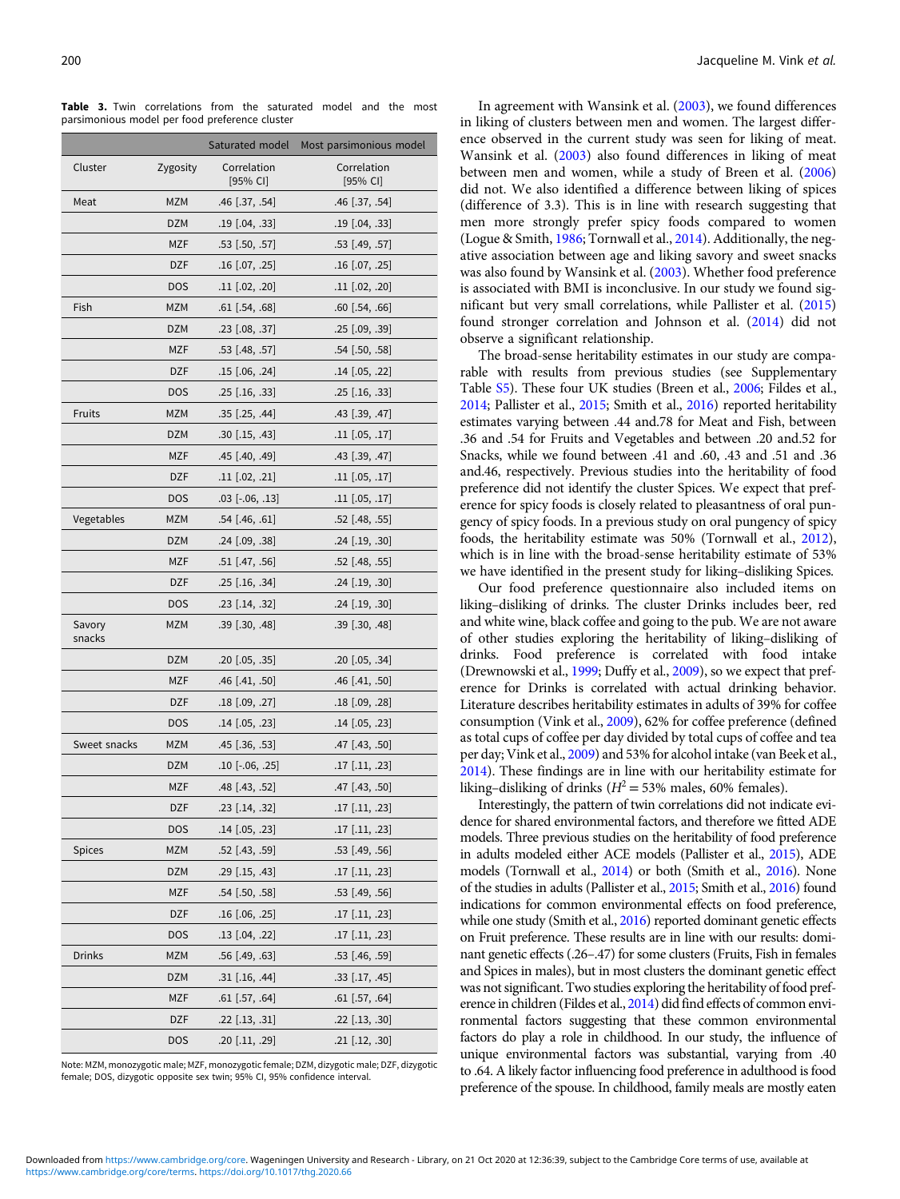**Table 3.** Twin correlations from the saturated model and the most parsimonious model per food preference cluster

| | | Saturated model | Most parsimonious model |
|---|---|---|---|
| Cluster | Zygosity | Correlation [95% CI] | Correlation [95% CI] |
| Meat | MZM | .46 [.37, .54] | .46 [.37, .54] |
| | DZM | .19 [.04, .33] | .19 [.04, .33] |
| | MZF | .53 [.50, .57] | .53 [.49, .57] |
| | DZF | .16 [.07, .25] | .16 [.07, .25] |
| | DOS | .11 [.02, .20] | .11 [.02, .20] |
| Fish | MZM | .61 [.54, .68] | .60 [.54, .66] |
| | DZM | .23 [.08, .37] | .25 [.09, .39] |
| | MZF | .53 [.48, .57] | .54 [.50, .58] |
| | DZF | .15 [.06, .24] | .14 [.05, .22] |
| | DOS | .25 [.16, .33] | .25 [.16, .33] |
| Fruits | MZM | .35 [.25, .44] | .43 [.39, .47] |
| | DZM | .30 [.15, .43] | .11 [.05, .17] |
| | MZF | .45 [.40, .49] | .43 [.39, .47] |
| | DZF | .11 [.02, .21] | .11 [.05, .17] |
| | DOS | .03 [-.06, .13] | .11 [.05, .17] |
| Vegetables | MZM | .54 [.46, .61] | .52 [.48, .55] |
| | DZM | .24 [.09, .38] | .24 [.19, .30] |
| | MZF | .51 [.47, .56] | .52 [.48, .55] |
| | DZF | .25 [.16, .34] | .24 [.19, .30] |
| | DOS | .23 [.14, .32] | .24 [.19, .30] |
| Savory snacks | MZM | .39 [.30, .48] | .39 [.30, .48] |
| | DZM | .20 [.05, .35] | .20 [.05, .34] |
| | MZF | .46 [.41, .50] | .46 [.41, .50] |
| | DZF | .18 [.09, .27] | .18 [.09, .28] |
| | DOS | .14 [.05, .23] | .14 [.05, .23] |
| Sweet snacks | MZM | .45 [.36, .53] | .47 [.43, .50] |
| | DZM | .10 [-.06, .25] | .17 [.11, .23] |
| | MZF | .48 [.43, .52] | .47 [.43, .50] |
| | DZF | .23 [.14, .32] | .17 [.11, .23] |
| | DOS | .14 [.05, .23] | .17 [.11, .23] |
| Spices | MZM | .52 [.43, .59] | .53 [.49, .56] |
| | DZM | .29 [.15, .43] | .17 [.11, .23] |
| | MZF | .54 [.50, .58] | .53 [.49, .56] |
| | DZF | .16 [.06, .25] | .17 [.11, .23] |
| | DOS | .13 [.04, .22] | .17 [.11, .23] |
| Drinks | MZM | .56 [.49, .63] | .53 [.46, .59] |
| | DZM | .31 [.16, .44] | .33 [.17, .45] |
| | MZF | .61 [.57, .64] | .61 [.57, .64] |
| | DZF | .22 [.13, .31] | .22 [.13, .30] |
| | DOS | .20 [.11, .29] | .21 [.12, .30] |

Note: MZM, monozygotic male; MZF, monozygotic female; DZM, dizygotic male; DZF, dizygotic female; DOS, dizygotic opposite sex twin; 95% CI, 95% confidence interval.

In agreement with Wansink et al. (2003), we found differences in liking of clusters between men and women. The largest difference observed in the current study was seen for liking of meat. Wansink et al. (2003) also found differences in liking of meat between men and women, while a study of Breen et al. (2006) did not. We also identified a difference between liking of spices (difference of 3.3). This is in line with research suggesting that men more strongly prefer spicy foods compared to women (Logue & Smith, 1986; Tornwall et al., 2014). Additionally, the negative association between age and liking savory and sweet snacks was also found by Wansink et al. (2003). Whether food preference is associated with BMI is inconclusive. In our study we found significant but very small correlations, while Pallister et al. (2015) found stronger correlation and Johnson et al. (2014) did not observe a significant relationship.

The broad-sense heritability estimates in our study are comparable with results from previous studies (see Supplementary Table S5). These four UK studies (Breen et al., 2006; Fildes et al., 2014; Pallister et al., 2015; Smith et al., 2016) reported heritability estimates varying between .44 and.78 for Meat and Fish, between .36 and .54 for Fruits and Vegetables and between .20 and.52 for Snacks, while we found between .41 and .60, .43 and .51 and .36 and.46, respectively. Previous studies into the heritability of food preference did not identify the cluster Spices. We expect that preference for spicy foods is closely related to pleasantness of oral pungency of spicy foods. In a previous study on oral pungency of spicy foods, the heritability estimate was 50% (Tornwall et al., 2012), which is in line with the broad-sense heritability estimate of 53% we have identified in the present study for liking–disliking Spices.

Our food preference questionnaire also included items on liking–disliking of drinks. The cluster Drinks includes beer, red and white wine, black coffee and going to the pub. We are not aware of other studies exploring the heritability of liking–disliking of drinks. Food preference is correlated with food intake (Drewnowski et al., 1999; Duffy et al., 2009), so we expect that preference for Drinks is correlated with actual drinking behavior. Literature describes heritability estimates in adults of 39% for coffee consumption (Vink et al., 2009), 62% for coffee preference (defined as total cups of coffee per day divided by total cups of coffee and tea per day; Vink et al., 2009) and 53% for alcohol intake (van Beek et al., 2014). These findings are in line with our heritability estimate for liking–disliking of drinks ($H^2 = 53\%$ males, 60% females).

Interestingly, the pattern of twin correlations did not indicate evidence for shared environmental factors, and therefore we fitted ADE models. Three previous studies on the heritability of food preference in adults modeled either ACE models (Pallister et al., 2015), ADE models (Tornwall et al., 2014) or both (Smith et al., 2016). None of the studies in adults (Pallister et al., 2015; Smith et al., 2016) found indications for common environmental effects on food preference, while one study (Smith et al., 2016) reported dominant genetic effects on Fruit preference. These results are in line with our results: dominant genetic effects (.26–.47) for some clusters (Fruits, Fish in females and Spices in males), but in most clusters the dominant genetic effect was not significant. Two studies exploring the heritability of food preference in children (Fildes et al., 2014) did find effects of common environmental factors suggesting that these common environmental factors do play a role in childhood. In our study, the influence of unique environmental factors was substantial, varying from .40 to .64. A likely factor influencing food preference in adulthood is food preference of the spouse. In childhood, family meals are mostly eaten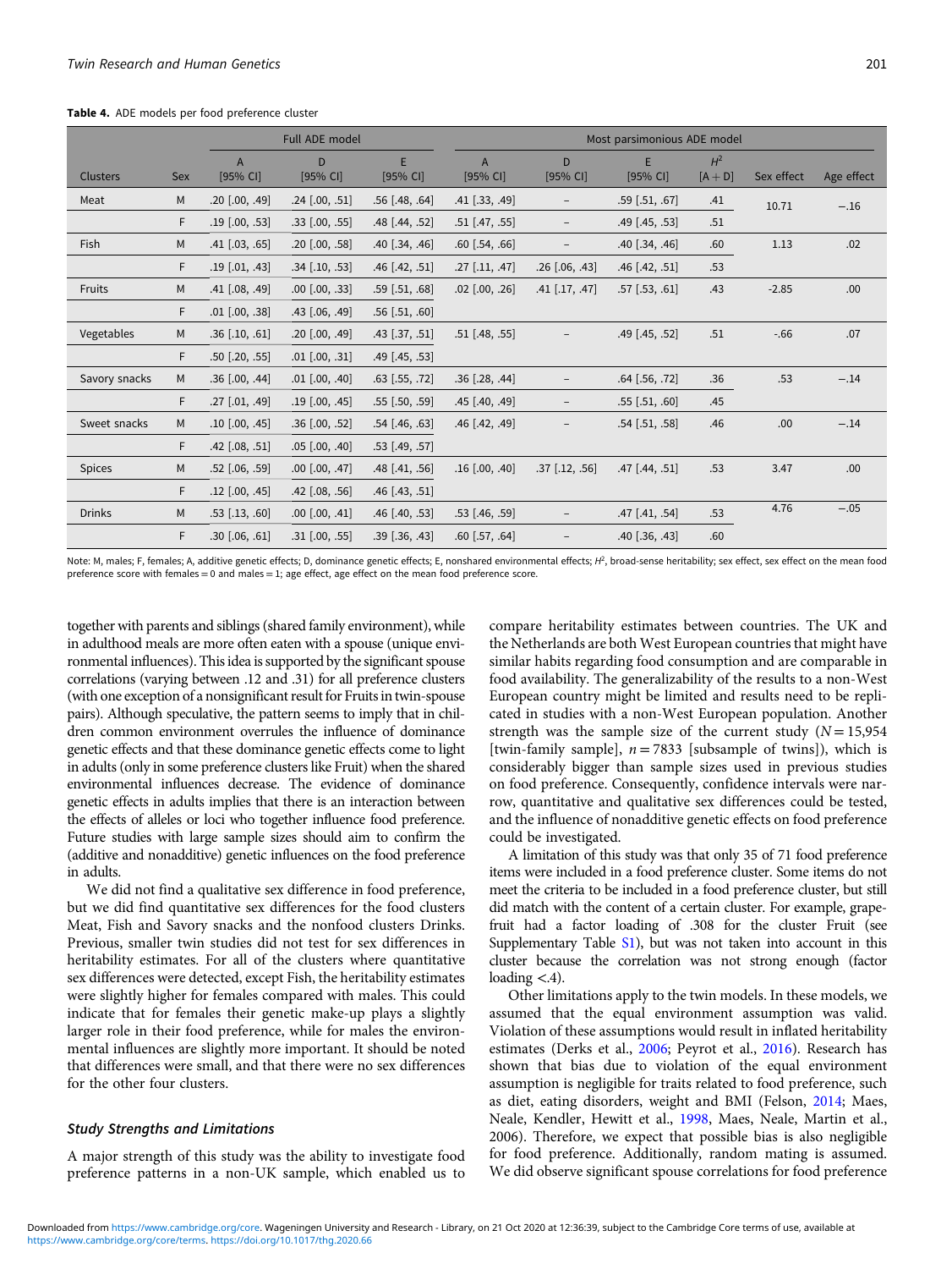**Table 4.** ADE models per food preference cluster

| | | Full ADE model | | | Most parsimonious ADE model | | | | | |
|---|---|---|---|---|---|---|---|---|---|---|
| Clusters | Sex | A [95% CI] | D [95% CI] | E [95% CI] | A [95% CI] | D [95% CI] | E [95% CI] | $H^2$ [A + D] | Sex effect | Age effect |
| Meat | M | .20 [.00, .49] | .24 [.00, .51] | .56 [.48, .64] | .41 [.33, .49] | – | .59 [.51, .67] | .41 | 10.71 | −.16 |
| | F | .19 [.00, .53] | .33 [.00, .55] | .48 [.44, .52] | .51 [.47, .55] | – | .49 [.45, .53] | .51 | | |
| Fish | M | .41 [.03, .65] | .20 [.00, .58] | .40 [.34, .46] | .60 [.54, .66] | – | .40 [.34, .46] | .60 | 1.13 | .02 |
| | F | .19 [.01, .43] | .34 [.10, .53] | .46 [.42, .51] | .27 [.11, .47] | .26 [.06, .43] | .46 [.42, .51] | .53 | | |
| Fruits | M | .41 [.08, .49] | .00 [.00, .33] | .59 [.51, .68] | .02 [.00, .26] | .41 [.17, .47] | .57 [.53, .61] | .43 | -2.85 | .00 |
| | F | .01 [.00, .38] | .43 [.06, .49] | .56 [.51, .60] | | | | | | |
| Vegetables | M | .36 [.10, .61] | .20 [.00, .49] | .43 [.37, .51] | .51 [.48, .55] | – | .49 [.45, .52] | .51 | -.66 | .07 |
| | F | .50 [.20, .55] | .01 [.00, .31] | .49 [.45, .53] | | | | | | |
| Savory snacks | M | .36 [.00, .44] | .01 [.00, .40] | .63 [.55, .72] | .36 [.28, .44] | – | .64 [.56, .72] | .36 | .53 | −.14 |
| | F | .27 [.01, .49] | .19 [.00, .45] | .55 [.50, .59] | .45 [.40, .49] | – | .55 [.51, .60] | .45 | | |
| Sweet snacks | M | .10 [.00, .45] | .36 [.00, .52] | .54 [.46, .63] | .46 [.42, .49] | – | .54 [.51, .58] | .46 | .00 | −.14 |
| | F | .42 [.08, .51] | .05 [.00, .40] | .53 [.49, .57] | | | | | | |
| Spices | M | .52 [.06, .59] | .00 [.00, .47] | .48 [.41, .56] | .16 [.00, .40] | .37 [.12, .56] | .47 [.44, .51] | .53 | 3.47 | .00 |
| | F | .12 [.00, .45] | .42 [.08, .56] | .46 [.43, .51] | | | | | | |
| Drinks | M | .53 [.13, .60] | .00 [.00, .41] | .46 [.40, .53] | .53 [.46, .59] | – | .47 [.41, .54] | .53 | 4.76 | −.05 |
| | F | .30 [.06, .61] | .31 [.00, .55] | .39 [.36, .43] | .60 [.57, .64] | – | .40 [.36, .43] | .60 | | |

Note: M, males; F, females; A, additive genetic effects; D, dominance genetic effects; E, nonshared environmental effects; $H^2$, broad-sense heritability; sex effect, sex effect on the mean food preference score with females = 0 and males = 1; age effect, age effect on the mean food preference score.

together with parents and siblings (shared family environment), while in adulthood meals are more often eaten with a spouse (unique environmental influences). This idea is supported by the significant spouse correlations (varying between .12 and .31) for all preference clusters (with one exception of a nonsignificant result for Fruits in twin-spouse pairs). Although speculative, the pattern seems to imply that in children common environment overrules the influence of dominance genetic effects and that these dominance genetic effects come to light in adults (only in some preference clusters like Fruit) when the shared environmental influences decrease. The evidence of dominance genetic effects in adults implies that there is an interaction between the effects of alleles or loci who together influence food preference. Future studies with large sample sizes should aim to confirm the (additive and nonadditive) genetic influences on the food preference in adults.

We did not find a qualitative sex difference in food preference, but we did find quantitative sex differences for the food clusters Meat, Fish and Savory snacks and the nonfood clusters Drinks. Previous, smaller twin studies did not test for sex differences in heritability estimates. For all of the clusters where quantitative sex differences were detected, except Fish, the heritability estimates were slightly higher for females compared with males. This could indicate that for females their genetic make-up plays a slightly larger role in their food preference, while for males the environmental influences are slightly more important. It should be noted that differences were small, and that there were no sex differences for the other four clusters.

### Study Strengths and Limitations

A major strength of this study was the ability to investigate food preference patterns in a non-UK sample, which enabled us to compare heritability estimates between countries. The UK and the Netherlands are both West European countries that might have similar habits regarding food consumption and are comparable in food availability. The generalizability of the results to a non-West European country might be limited and results need to be replicated in studies with a non-West European population. Another strength was the sample size of the current study ($N = 15{,}954$ [twin-family sample], $n = 7833$ [subsample of twins]), which is considerably bigger than sample sizes used in previous studies on food preference. Consequently, confidence intervals were narrow, quantitative and qualitative sex differences could be tested, and the influence of nonadditive genetic effects on food preference could be investigated.

A limitation of this study was that only 35 of 71 food preference items were included in a food preference cluster. Some items do not meet the criteria to be included in a food preference cluster, but still did match with the content of a certain cluster. For example, grapefruit had a factor loading of .308 for the cluster Fruit (see Supplementary Table S1), but was not taken into account in this cluster because the correlation was not strong enough (factor loading <.4).

Other limitations apply to the twin models. In these models, we assumed that the equal environment assumption was valid. Violation of these assumptions would result in inflated heritability estimates (Derks et al., 2006; Peyrot et al., 2016). Research has shown that bias due to violation of the equal environment assumption is negligible for traits related to food preference, such as diet, eating disorders, weight and BMI (Felson, 2014; Maes, Neale, Kendler, Hewitt et al., 1998, Maes, Neale, Martin et al., 2006). Therefore, we expect that possible bias is also negligible for food preference. Additionally, random mating is assumed. We did observe significant spouse correlations for food preference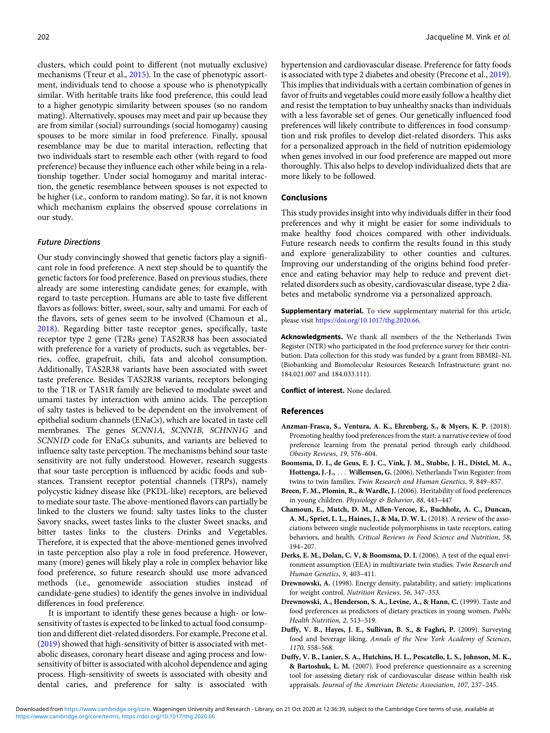clusters, which could point to different (not mutually exclusive) mechanisms (Treur et al., 2015). In the case of phenotypic assortment, individuals tend to choose a spouse who is phenotypically similar. With heritable traits like food preference, this could lead to a higher genotypic similarity between spouses (so no random mating). Alternatively, spouses may meet and pair up because they are from similar (social) surroundings (social homogamy) causing spouses to be more similar in food preference. Finally, spousal resemblance may be due to marital interaction, reflecting that two individuals start to resemble each other (with regard to food preference) because they influence each other while being in a relationship together. Under social homogamy and marital interaction, the genetic resemblance between spouses is not expected to be higher (i.e., conform to random mating). So far, it is not known which mechanism explains the observed spouse correlations in our study.

### Future Directions

Our study convincingly showed that genetic factors play a significant role in food preference. A next step should be to quantify the genetic factors for food preference. Based on previous studies, there already are some interesting candidate genes; for example, with regard to taste perception. Humans are able to taste five different flavors as follows: bitter, sweet, sour, salty and umami. For each of the flavors, sets of genes seem to be involved (Chamoun et al., 2018). Regarding bitter taste receptor genes, specifically, taste receptor type 2 gene (T2*Rs* gene) TAS2R38 has been associated with preference for a variety of products, such as vegetables, berries, coffee, grapefruit, chili, fats and alcohol consumption. Additionally, TAS2R38 variants have been associated with sweet taste preference. Besides TAS2R38 variants, receptors belonging to the T1R or TAS1R family are believed to modulate sweet and umami tastes by interaction with amino acids. The perception of salty tastes is believed to be dependent on the involvement of epithelial sodium channels (ENaCs), which are located in taste cell membranes. The genes *SCNN1A, SCNN1B, SCHNN1G* and *SCNN1D* code for ENaCs subunits, and variants are believed to influence salty taste perception. The mechanisms behind sour taste sensitivity are not fully understood. However, research suggests that sour taste perception is influenced by acidic foods and substances. Transient receptor potential channels (TRPs), namely polycystic kidney disease like (PKDL-like) receptors, are believed to mediate sour taste. The above-mentioned flavors can partially be linked to the clusters we found: salty tastes links to the cluster Savory snacks, sweet tastes links to the cluster Sweet snacks, and bitter tastes links to the clusters Drinks and Vegetables. Therefore, it is expected that the above-mentioned genes involved in taste perception also play a role in food preference. However, many (more) genes will likely play a role in complex behavior like food preference, so future research should use more advanced methods (i.e., genomewide association studies instead of candidate-gene studies) to identify the genes involve in individual differences in food preference.

It is important to identify these genes because a high- or low-sensitivity of tastes is expected to be linked to actual food consumption and different diet-related disorders. For example, Precone et al. (2019) showed that high-sensitivity of bitter is associated with metabolic diseases, coronary heart disease and aging process and low-sensitivity of bitter is associated with alcohol dependence and aging process. High-sensitivity of sweets is associated with obesity and dental caries, and preference for salty is associated with hypertension and cardiovascular disease. Preference for fatty foods is associated with type 2 diabetes and obesity (Precone et al., 2019). This implies that individuals with a certain combination of genes in favor of fruits and vegetables could more easily follow a healthy diet and resist the temptation to buy unhealthy snacks than individuals with a less favorable set of genes. Our genetically influenced food preferences will likely contribute to differences in food consumption and risk profiles to develop diet-related disorders. This asks for a personalized approach in the field of nutrition epidemiology when genes involved in our food preference are mapped out more thoroughly. This also helps to develop individualized diets that are more likely to be followed.

## Conclusions

This study provides insight into why individuals differ in their food preferences and why it might be easier for some individuals to make healthy food choices compared with other individuals. Future research needs to confirm the results found in this study and explore generalizability to other counties and cultures. Improving our understanding of the origins behind food preference and eating behavior may help to reduce and prevent diet-related disorders such as obesity, cardiovascular disease, type 2 diabetes and metabolic syndrome via a personalized approach.

**Supplementary material.** To view supplementary material for this article, please visit https://doi.org/10.1017/thg.2020.66.

**Acknowledgments.** We thank all members of the the Netherlands Twin Register (NTR) who participated in the food preference survey for their contribution. Data collection for this study was funded by a grant from BBMRI–NL (Biobanking and Biomolecular Resources Research Infrastructure; grant no. 184.021.007 and 184.033.111).

**Conflict of interest.** None declared.

## References

**Anzman-Frasca, S., Ventura, A. K., Ehrenberg, S., & Myers, K. P.** (2018). Promoting healthy food preferences from the start: a narrative review of food preference learning from the prenatal period through early childhood. *Obesity Reviews*, *19*, 576–604.

**Boomsma, D. I., de Geus, E. J. C., Vink, J. M., Stubbe, J. H., Distel, M. A., Hottenga, J.-J., . . . Willemsen, G.** (2006). Netherlands Twin Register: from twins to twin families. *Twin Research and Human Genetics*, *9*, 849–857.

**Breen, F. M., Plomin, R., & Wardle, J.** (2006). Heritability of food preferences in young children. *Physiology & Behavior*, *88*, 443–447

**Chamoun, E., Mutch, D. M., Allen-Vercoe, E., Buchholz, A. C., Duncan, A. M., Spriet, L. L., Haines, J., & Ma, D. W. L.** (2018). A review of the associations between single nucleotide polymorphisms in taste receptors, eating behaviors, and health. *Critical Reviews in Food Science and Nutrition*, *58*, 194–207.

**Derks, E. M., Dolan, C. V, & Boomsma, D. I.** (2006). A test of the equal environment assumption (EEA) in multivariate twin studies. *Twin Research and Human Genetics*, *9*, 403–411.

**Drewnowski, A.** (1998). Energy density, palatability, and satiety: implications for weight control. *Nutrition Reviews*, *56*, 347–353.

**Drewnowski, A., Henderson, S. A., Levine, A., & Hann, C.** (1999). Taste and food preferences as predictors of dietary practices in young women. *Public Health Nutrition*, *2*, 513–519.

**Duffy, V. B., Hayes, J. E., Sullivan, B. S., & Faghri, P.** (2009). Surveying food and beverage liking. *Annals of the New York Academy of Sciences*, *1170*, 558–568.

**Duffy, V. B., Lanier, S. A., Hutchins, H. L., Pescatello, L. S., Johnson, M. K., & Bartoshuk, L. M.** (2007). Food preference questionnaire as a screening tool for assessing dietary risk of cardiovascular disease within health risk appraisals. *Journal of the American Dietetic Association*, *107*, 237–245.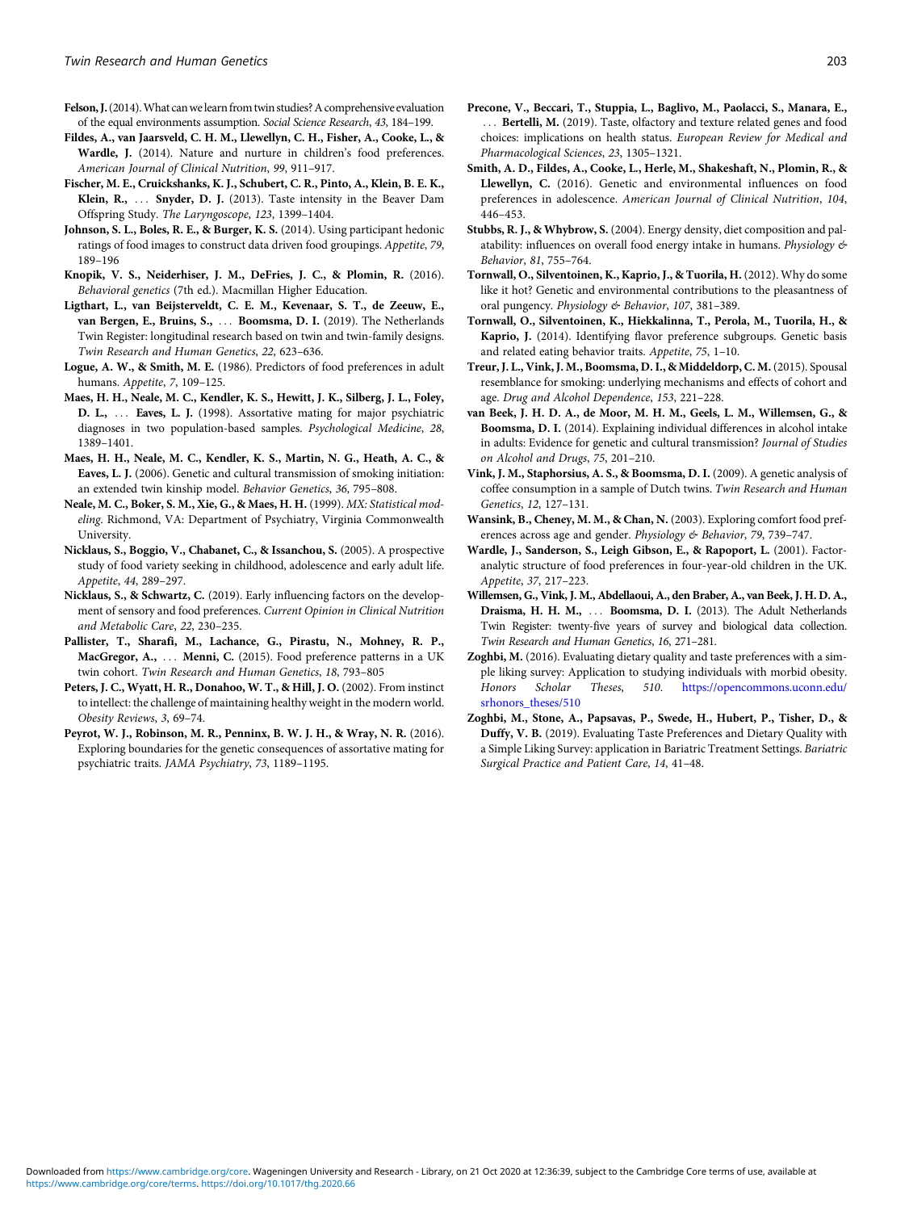**Felson, J.** (2014). What can we learn from twin studies? A comprehensive evaluation of the equal environments assumption. *Social Science Research*, *43*, 184–199.

**Fildes, A., van Jaarsveld, C. H. M., Llewellyn, C. H., Fisher, A., Cooke, L., & Wardle, J.** (2014). Nature and nurture in children's food preferences. *American Journal of Clinical Nutrition*, *99*, 911–917.

**Fischer, M. E., Cruickshanks, K. J., Schubert, C. R., Pinto, A., Klein, B. E. K., Klein, R., … Snyder, D. J.** (2013). Taste intensity in the Beaver Dam Offspring Study. *The Laryngoscope*, *123*, 1399–1404.

**Johnson, S. L., Boles, R. E., & Burger, K. S.** (2014). Using participant hedonic ratings of food images to construct data driven food groupings. *Appetite*, *79*, 189–196

**Knopik, V. S., Neiderhiser, J. M., DeFries, J. C., & Plomin, R.** (2016). *Behavioral genetics* (7th ed.). Macmillan Higher Education.

**Ligthart, L., van Beijsterveldt, C. E. M., Kevenaar, S. T., de Zeeuw, E., van Bergen, E., Bruins, S., … Boomsma, D. I.** (2019). The Netherlands Twin Register: longitudinal research based on twin and twin-family designs. *Twin Research and Human Genetics*, *22*, 623–636.

**Logue, A. W., & Smith, M. E.** (1986). Predictors of food preferences in adult humans. *Appetite*, *7*, 109–125.

**Maes, H. H., Neale, M. C., Kendler, K. S., Hewitt, J. K., Silberg, J. L., Foley, D. L., … Eaves, L. J.** (1998). Assortative mating for major psychiatric diagnoses in two population-based samples. *Psychological Medicine*, *28*, 1389–1401.

**Maes, H. H., Neale, M. C., Kendler, K. S., Martin, N. G., Heath, A. C., & Eaves, L. J.** (2006). Genetic and cultural transmission of smoking initiation: an extended twin kinship model. *Behavior Genetics*, *36*, 795–808.

**Neale, M. C., Boker, S. M., Xie, G., & Maes, H. H.** (1999). *MX: Statistical modeling*. Richmond, VA: Department of Psychiatry, Virginia Commonwealth University.

**Nicklaus, S., Boggio, V., Chabanet, C., & Issanchou, S.** (2005). A prospective study of food variety seeking in childhood, adolescence and early adult life. *Appetite*, *44*, 289–297.

**Nicklaus, S., & Schwartz, C.** (2019). Early influencing factors on the development of sensory and food preferences. *Current Opinion in Clinical Nutrition and Metabolic Care*, *22*, 230–235.

**Pallister, T., Sharafi, M., Lachance, G., Pirastu, N., Mohney, R. P., MacGregor, A., … Menni, C.** (2015). Food preference patterns in a UK twin cohort. *Twin Research and Human Genetics*, *18*, 793–805

**Peters, J. C., Wyatt, H. R., Donahoo, W. T., & Hill, J. O.** (2002). From instinct to intellect: the challenge of maintaining healthy weight in the modern world. *Obesity Reviews*, *3*, 69–74.

**Peyrot, W. J., Robinson, M. R., Penninx, B. W. J. H., & Wray, N. R.** (2016). Exploring boundaries for the genetic consequences of assortative mating for psychiatric traits. *JAMA Psychiatry*, *73*, 1189–1195.

**Precone, V., Beccari, T., Stuppia, L., Baglivo, M., Paolacci, S., Manara, E., … Bertelli, M.** (2019). Taste, olfactory and texture related genes and food choices: implications on health status. *European Review for Medical and Pharmacological Sciences*, *23*, 1305–1321.

**Smith, A. D., Fildes, A., Cooke, L., Herle, M., Shakeshaft, N., Plomin, R., & Llewellyn, C.** (2016). Genetic and environmental influences on food preferences in adolescence. *American Journal of Clinical Nutrition*, *104*, 446–453.

**Stubbs, R. J., & Whybrow, S.** (2004). Energy density, diet composition and palatability: influences on overall food energy intake in humans. *Physiology & Behavior*, *81*, 755–764.

**Tornwall, O., Silventoinen, K., Kaprio, J., & Tuorila, H.** (2012). Why do some like it hot? Genetic and environmental contributions to the pleasantness of oral pungency. *Physiology & Behavior*, *107*, 381–389.

**Tornwall, O., Silventoinen, K., Hiekkalinna, T., Perola, M., Tuorila, H., & Kaprio, J.** (2014). Identifying flavor preference subgroups. Genetic basis and related eating behavior traits. *Appetite*, *75*, 1–10.

**Treur, J. L., Vink, J. M., Boomsma, D. I., & Middeldorp, C. M.** (2015). Spousal resemblance for smoking: underlying mechanisms and effects of cohort and age. *Drug and Alcohol Dependence*, *153*, 221–228.

**van Beek, J. H. D. A., de Moor, M. H. M., Geels, L. M., Willemsen, G., & Boomsma, D. I.** (2014). Explaining individual differences in alcohol intake in adults: Evidence for genetic and cultural transmission? *Journal of Studies on Alcohol and Drugs*, *75*, 201–210.

**Vink, J. M., Staphorsius, A. S., & Boomsma, D. I.** (2009). A genetic analysis of coffee consumption in a sample of Dutch twins. *Twin Research and Human Genetics*, *12*, 127–131.

**Wansink, B., Cheney, M. M., & Chan, N.** (2003). Exploring comfort food preferences across age and gender. *Physiology & Behavior*, *79*, 739–747.

**Wardle, J., Sanderson, S., Leigh Gibson, E., & Rapoport, L.** (2001). Factor-analytic structure of food preferences in four-year-old children in the UK. *Appetite*, *37*, 217–223.

**Willemsen, G., Vink, J. M., Abdellaoui, A., den Braber, A., van Beek, J. H. D. A., Draisma, H. H. M., … Boomsma, D. I.** (2013). The Adult Netherlands Twin Register: twenty-five years of survey and biological data collection. *Twin Research and Human Genetics*, *16*, 271–281.

**Zoghbi, M.** (2016). Evaluating dietary quality and taste preferences with a simple liking survey: Application to studying individuals with morbid obesity. *Honors Scholar Theses, 510*. https://opencommons.uconn.edu/srhonors_theses/510

**Zoghbi, M., Stone, A., Papsavas, P., Swede, H., Hubert, P., Tisher, D., & Duffy, V. B.** (2019). Evaluating Taste Preferences and Dietary Quality with a Simple Liking Survey: application in Bariatric Treatment Settings. *Bariatric Surgical Practice and Patient Care*, *14*, 41–48.